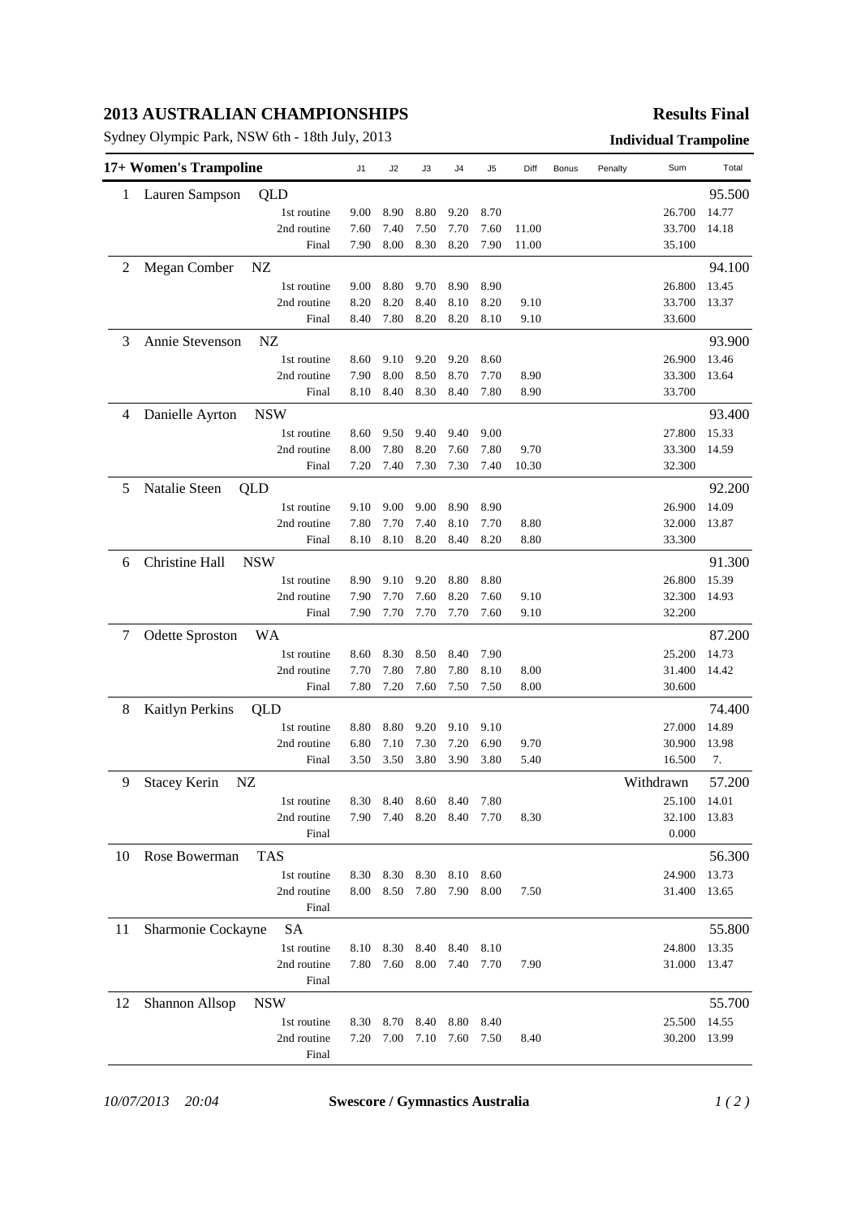# 2013 AUSTRALIAN CHAMPIONSHIPS

**Results Final**

Sydney Olympic Park, NSW 6th - 18th July, 2013

**Individual Trampoline**

| 17+ Women's Trampoline | | | J1 | J2 | J3 | J4 | J5 | Diff | Bonus | Penalty | Sum | Total |
|---|---|---|---|---|---|---|---|---|---|---|---|---|
| 1 | Lauren Sampson | QLD | | | | | | | | | | 95.500 |
| | | 1st routine | 9.00 | 8.90 | 8.80 | 9.20 | 8.70 | | | | 26.700 | 14.77 |
| | | 2nd routine | 7.60 | 7.40 | 7.50 | 7.70 | 7.60 | 11.00 | | | 33.700 | 14.18 |
| | | Final | 7.90 | 8.00 | 8.30 | 8.20 | 7.90 | 11.00 | | | 35.100 | |
| 2 | Megan Comber | NZ | | | | | | | | | | 94.100 |
| | | 1st routine | 9.00 | 8.80 | 9.70 | 8.90 | 8.90 | | | | 26.800 | 13.45 |
| | | 2nd routine | 8.20 | 8.20 | 8.40 | 8.10 | 8.20 | 9.10 | | | 33.700 | 13.37 |
| | | Final | 8.40 | 7.80 | 8.20 | 8.20 | 8.10 | 9.10 | | | 33.600 | |
| 3 | Annie Stevenson | NZ | | | | | | | | | | 93.900 |
| | | 1st routine | 8.60 | 9.10 | 9.20 | 9.20 | 8.60 | | | | 26.900 | 13.46 |
| | | 2nd routine | 7.90 | 8.00 | 8.50 | 8.70 | 7.70 | 8.90 | | | 33.300 | 13.64 |
| | | Final | 8.10 | 8.40 | 8.30 | 8.40 | 7.80 | 8.90 | | | 33.700 | |
| 4 | Danielle Ayrton | NSW | | | | | | | | | | 93.400 |
| | | 1st routine | 8.60 | 9.50 | 9.40 | 9.40 | 9.00 | | | | 27.800 | 15.33 |
| | | 2nd routine | 8.00 | 7.80 | 8.20 | 7.60 | 7.80 | 9.70 | | | 33.300 | 14.59 |
| | | Final | 7.20 | 7.40 | 7.30 | 7.30 | 7.40 | 10.30 | | | 32.300 | |
| 5 | Natalie Steen | QLD | | | | | | | | | | 92.200 |
| | | 1st routine | 9.10 | 9.00 | 9.00 | 8.90 | 8.90 | | | | 26.900 | 14.09 |
| | | 2nd routine | 7.80 | 7.70 | 7.40 | 8.10 | 7.70 | 8.80 | | | 32.000 | 13.87 |
| | | Final | 8.10 | 8.10 | 8.20 | 8.40 | 8.20 | 8.80 | | | 33.300 | |
| 6 | Christine Hall | NSW | | | | | | | | | | 91.300 |
| | | 1st routine | 8.90 | 9.10 | 9.20 | 8.80 | 8.80 | | | | 26.800 | 15.39 |
| | | 2nd routine | 7.90 | 7.70 | 7.60 | 8.20 | 7.60 | 9.10 | | | 32.300 | 14.93 |
| | | Final | 7.90 | 7.70 | 7.70 | 7.70 | 7.60 | 9.10 | | | 32.200 | |
| 7 | Odette Sproston | WA | | | | | | | | | | 87.200 |
| | | 1st routine | 8.60 | 8.30 | 8.50 | 8.40 | 7.90 | | | | 25.200 | 14.73 |
| | | 2nd routine | 7.70 | 7.80 | 7.80 | 7.80 | 8.10 | 8.00 | | | 31.400 | 14.42 |
| | | Final | 7.80 | 7.20 | 7.60 | 7.50 | 7.50 | 8.00 | | | 30.600 | |
| 8 | Kaitlyn Perkins | QLD | | | | | | | | | | 74.400 |
| | | 1st routine | 8.80 | 8.80 | 9.20 | 9.10 | 9.10 | | | | 27.000 | 14.89 |
| | | 2nd routine | 6.80 | 7.10 | 7.30 | 7.20 | 6.90 | 9.70 | | | 30.900 | 13.98 |
| | | Final | 3.50 | 3.50 | 3.80 | 3.90 | 3.80 | 5.40 | | | 16.500 | 7. |
| 9 | Stacey Kerin | NZ | | | | | | | | | Withdrawn | 57.200 |
| | | 1st routine | 8.30 | 8.40 | 8.60 | 8.40 | 7.80 | | | | 25.100 | 14.01 |
| | | 2nd routine | 7.90 | 7.40 | 8.20 | 8.40 | 7.70 | 8.30 | | | 32.100 | 13.83 |
| | | Final | | | | | | | | | 0.000 | |
| 10 | Rose Bowerman | TAS | | | | | | | | | | 56.300 |
| | | 1st routine | 8.30 | 8.30 | 8.30 | 8.10 | 8.60 | | | | 24.900 | 13.73 |
| | | 2nd routine | 8.00 | 8.50 | 7.80 | 7.90 | 8.00 | 7.50 | | | 31.400 | 13.65 |
| | | Final | | | | | | | | | | |
| 11 | Sharmonie Cockayne | SA | | | | | | | | | | 55.800 |
| | | 1st routine | 8.10 | 8.30 | 8.40 | 8.40 | 8.10 | | | | 24.800 | 13.35 |
| | | 2nd routine | 7.80 | 7.60 | 8.00 | 7.40 | 7.70 | 7.90 | | | 31.000 | 13.47 |
| | | Final | | | | | | | | | | |
| 12 | Shannon Allsop | NSW | | | | | | | | | | 55.700 |
| | | 1st routine | 8.30 | 8.70 | 8.40 | 8.80 | 8.40 | | | | 25.500 | 14.55 |
| | | 2nd routine | 7.20 | 7.00 | 7.10 | 7.60 | 7.50 | 8.40 | | | 30.200 | 13.99 |
| | | Final | | | | | | | | | | |

*10/07/2013 20:04* **Swescore / Gymnastics Australia**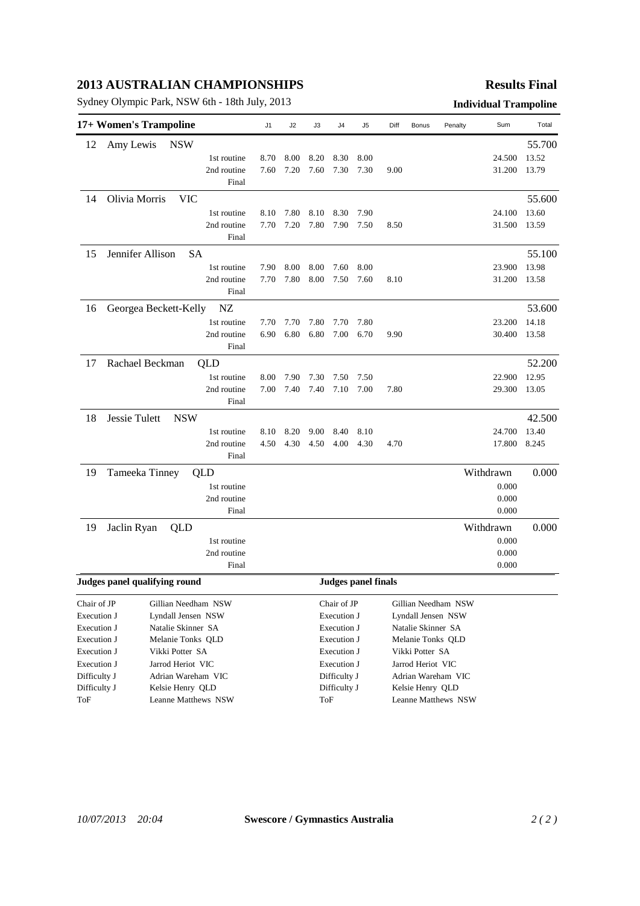## 2013 AUSTRALIAN CHAMPIONSHIPS

**Results Final**

Sydney Olympic Park, NSW 6th - 18th July, 2013

**Individual Trampoline**

| 17+ Women's Trampoline | | J1 | J2 | J3 | J4 | J5 | Diff | Bonus | Penalty | Sum | Total |
|---|---|---|---|---|---|---|---|---|---|---|---|
| 12 | Amy Lewis NSW | | | | | | | | | | 55.700 |
| | 1st routine | 8.70 | 8.00 | 8.20 | 8.30 | 8.00 | | | | 24.500 | 13.52 |
| | 2nd routine | 7.60 | 7.20 | 7.60 | 7.30 | 7.30 | 9.00 | | | 31.200 | 13.79 |
| | Final | | | | | | | | | | |
| 14 | Olivia Morris VIC | | | | | | | | | | 55.600 |
| | 1st routine | 8.10 | 7.80 | 8.10 | 8.30 | 7.90 | | | | 24.100 | 13.60 |
| | 2nd routine | 7.70 | 7.20 | 7.80 | 7.90 | 7.50 | 8.50 | | | 31.500 | 13.59 |
| | Final | | | | | | | | | | |
| 15 | Jennifer Allison SA | | | | | | | | | | 55.100 |
| | 1st routine | 7.90 | 8.00 | 8.00 | 7.60 | 8.00 | | | | 23.900 | 13.98 |
| | 2nd routine | 7.70 | 7.80 | 8.00 | 7.50 | 7.60 | 8.10 | | | 31.200 | 13.58 |
| | Final | | | | | | | | | | |
| 16 | Georgea Beckett-Kelly NZ | | | | | | | | | | 53.600 |
| | 1st routine | 7.70 | 7.70 | 7.80 | 7.70 | 7.80 | | | | 23.200 | 14.18 |
| | 2nd routine | 6.90 | 6.80 | 6.80 | 7.00 | 6.70 | 9.90 | | | 30.400 | 13.58 |
| | Final | | | | | | | | | | |
| 17 | Rachael Beckman QLD | | | | | | | | | | 52.200 |
| | 1st routine | 8.00 | 7.90 | 7.30 | 7.50 | 7.50 | | | | 22.900 | 12.95 |
| | 2nd routine | 7.00 | 7.40 | 7.40 | 7.10 | 7.00 | 7.80 | | | 29.300 | 13.05 |
| | Final | | | | | | | | | | |
| 18 | Jessie Tulett NSW | | | | | | | | | | 42.500 |
| | 1st routine | 8.10 | 8.20 | 9.00 | 8.40 | 8.10 | | | | 24.700 | 13.40 |
| | 2nd routine | 4.50 | 4.30 | 4.50 | 4.00 | 4.30 | 4.70 | | | 17.800 | 8.245 |
| | Final | | | | | | | | | | |
| 19 | Tameeka Tinney QLD | | | | | | | | | Withdrawn | 0.000 |
| | 1st routine | | | | | | | | | 0.000 | |
| | 2nd routine | | | | | | | | | 0.000 | |
| | Final | | | | | | | | | 0.000 | |
| 19 | Jaclin Ryan QLD | | | | | | | | | Withdrawn | 0.000 |
| | 1st routine | | | | | | | | | 0.000 | |
| | 2nd routine | | | | | | | | | 0.000 | |
| | Final | | | | | | | | | 0.000 | |

| Judges panel qualifying round | | Judges panel finals | |
|---|---|---|---|
| Chair of JP | Gillian Needham NSW | Chair of JP | Gillian Needham NSW |
| Execution J | Lyndall Jensen NSW | Execution J | Lyndall Jensen NSW |
| Execution J | Natalie Skinner SA | Execution J | Natalie Skinner SA |
| Execution J | Melanie Tonks QLD | Execution J | Melanie Tonks QLD |
| Execution J | Vikki Potter SA | Execution J | Vikki Potter SA |
| Execution J | Jarrod Heriot VIC | Execution J | Jarrod Heriot VIC |
| Difficulty J | Adrian Wareham VIC | Difficulty J | Adrian Wareham VIC |
| Difficulty J | Kelsie Henry QLD | Difficulty J | Kelsie Henry QLD |
| ToF | Leanne Matthews NSW | ToF | Leanne Matthews NSW |

*10/07/2013 20:04* **Swescore / Gymnastics Australia**